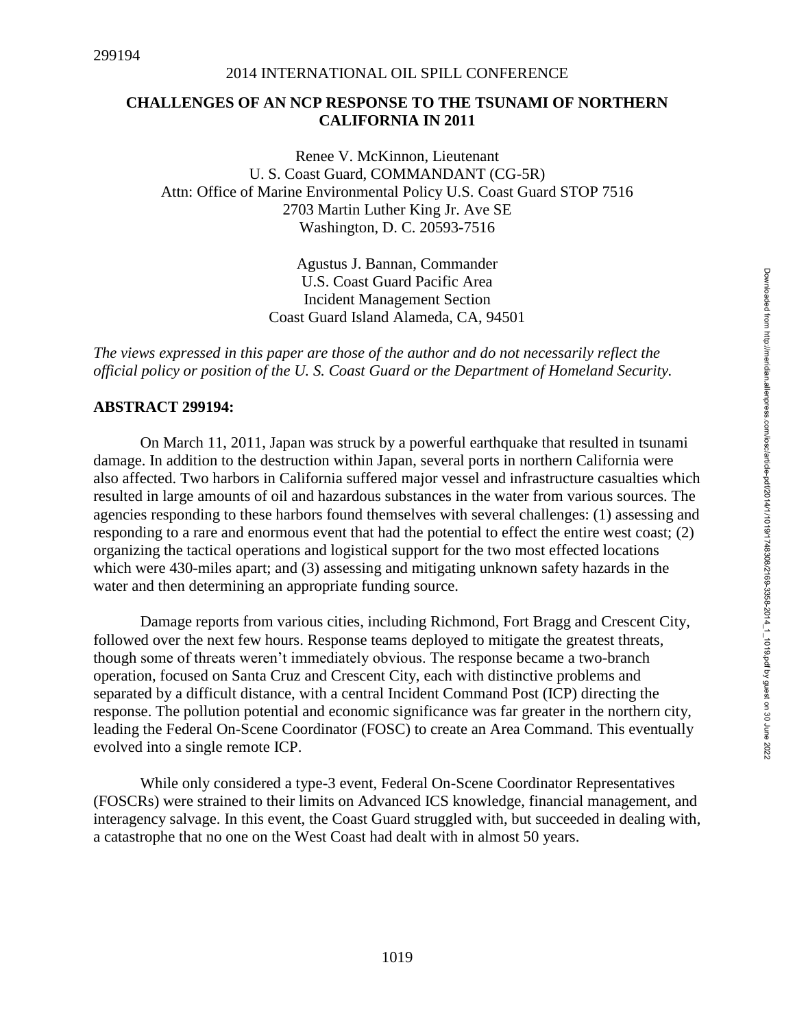299194

2014 INTERNATIONAL OIL SPILL CONFERENCE

# CHALLENGES OF AN NCP RESPONSE TO THE TSUNAMI OF NORTHERN CALIFORNIA IN 2011

Renee V. McKinnon, Lieutenant
U. S. Coast Guard, COMMANDANT (CG-5R)
Attn: Office of Marine Environmental Policy U.S. Coast Guard STOP 7516
2703 Martin Luther King Jr. Ave SE
Washington, D. C. 20593-7516

Agustus J. Bannan, Commander
U.S. Coast Guard Pacific Area
Incident Management Section
Coast Guard Island Alameda, CA, 94501

*The views expressed in this paper are those of the author and do not necessarily reflect the official policy or position of the U. S. Coast Guard or the Department of Homeland Security.*

## ABSTRACT 299194:

On March 11, 2011, Japan was struck by a powerful earthquake that resulted in tsunami damage. In addition to the destruction within Japan, several ports in northern California were also affected. Two harbors in California suffered major vessel and infrastructure casualties which resulted in large amounts of oil and hazardous substances in the water from various sources. The agencies responding to these harbors found themselves with several challenges: (1) assessing and responding to a rare and enormous event that had the potential to effect the entire west coast; (2) organizing the tactical operations and logistical support for the two most effected locations which were 430-miles apart; and (3) assessing and mitigating unknown safety hazards in the water and then determining an appropriate funding source.

Damage reports from various cities, including Richmond, Fort Bragg and Crescent City, followed over the next few hours. Response teams deployed to mitigate the greatest threats, though some of threats weren't immediately obvious. The response became a two-branch operation, focused on Santa Cruz and Crescent City, each with distinctive problems and separated by a difficult distance, with a central Incident Command Post (ICP) directing the response. The pollution potential and economic significance was far greater in the northern city, leading the Federal On-Scene Coordinator (FOSC) to create an Area Command. This eventually evolved into a single remote ICP.

While only considered a type-3 event, Federal On-Scene Coordinator Representatives (FOSCRs) were strained to their limits on Advanced ICS knowledge, financial management, and interagency salvage. In this event, the Coast Guard struggled with, but succeeded in dealing with, a catastrophe that no one on the West Coast had dealt with in almost 50 years.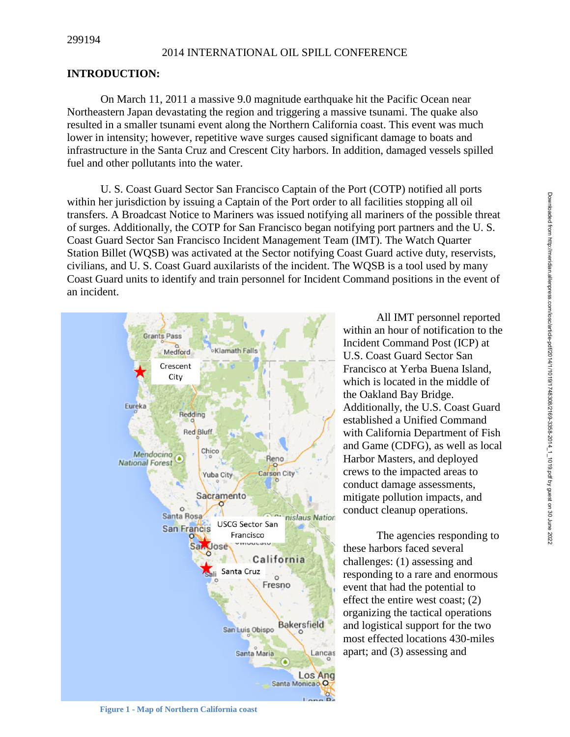## INTRODUCTION:

On March 11, 2011 a massive 9.0 magnitude earthquake hit the Pacific Ocean near Northeastern Japan devastating the region and triggering a massive tsunami. The quake also resulted in a smaller tsunami event along the Northern California coast. This event was much lower in intensity; however, repetitive wave surges caused significant damage to boats and infrastructure in the Santa Cruz and Crescent City harbors. In addition, damaged vessels spilled fuel and other pollutants into the water.

U. S. Coast Guard Sector San Francisco Captain of the Port (COTP) notified all ports within her jurisdiction by issuing a Captain of the Port order to all facilities stopping all oil transfers. A Broadcast Notice to Mariners was issued notifying all mariners of the possible threat of surges. Additionally, the COTP for San Francisco began notifying port partners and the U. S. Coast Guard Sector San Francisco Incident Management Team (IMT). The Watch Quarter Station Billet (WQSB) was activated at the Sector notifying Coast Guard active duty, reservists, civilians, and U. S. Coast Guard auxilarists of the incident. The WQSB is a tool used by many Coast Guard units to identify and train personnel for Incident Command positions in the event of an incident.

Figure 1 - Map of Northern California coast

All IMT personnel reported within an hour of notification to the Incident Command Post (ICP) at U.S. Coast Guard Sector San Francisco at Yerba Buena Island, which is located in the middle of the Oakland Bay Bridge. Additionally, the U.S. Coast Guard established a Unified Command with California Department of Fish and Game (CDFG), as well as local Harbor Masters, and deployed crews to the impacted areas to conduct damage assessments, mitigate pollution impacts, and conduct cleanup operations.

The agencies responding to these harbors faced several challenges: (1) assessing and responding to a rare and enormous event that had the potential to effect the entire west coast; (2) organizing the tactical operations and logistical support for the two most effected locations 430-miles apart; and (3) assessing and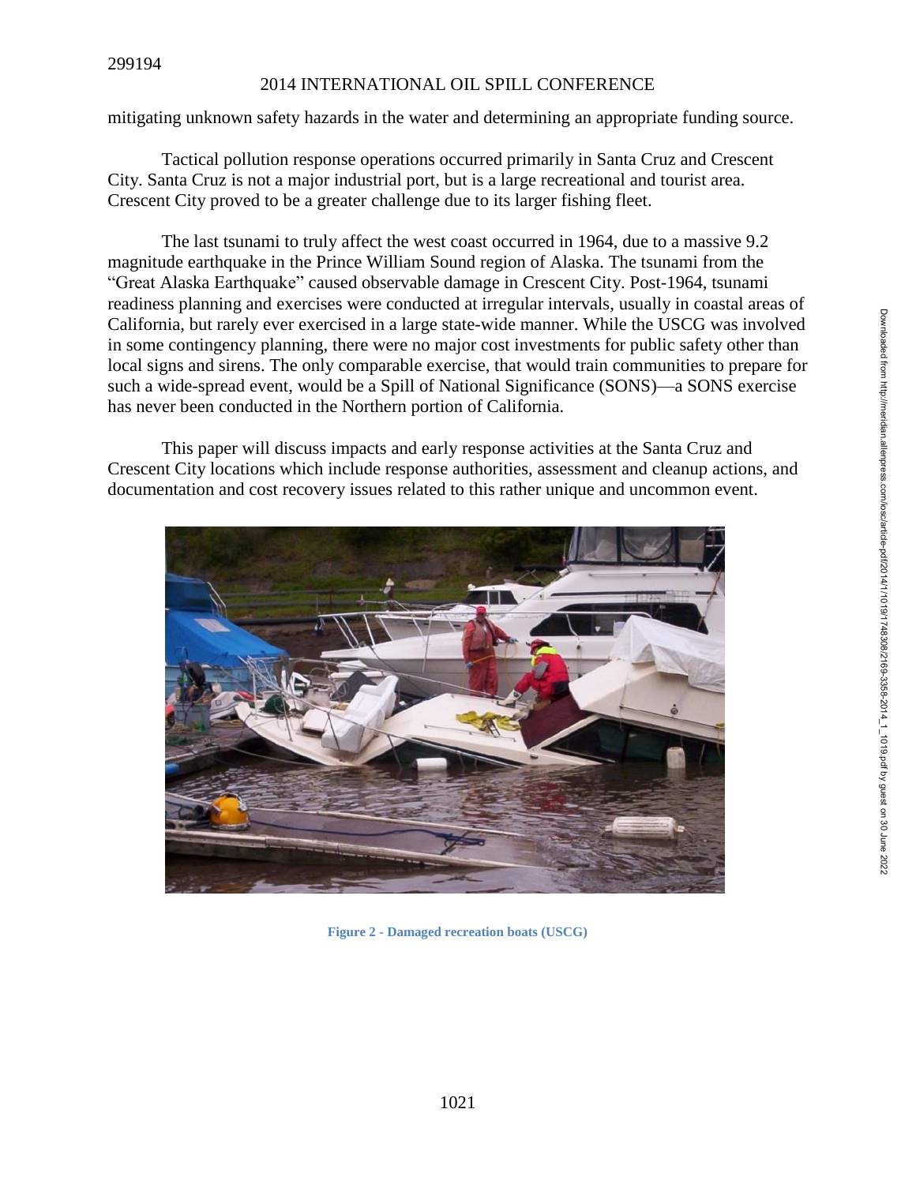mitigating unknown safety hazards in the water and determining an appropriate funding source.

Tactical pollution response operations occurred primarily in Santa Cruz and Crescent City. Santa Cruz is not a major industrial port, but is a large recreational and tourist area. Crescent City proved to be a greater challenge due to its larger fishing fleet.

The last tsunami to truly affect the west coast occurred in 1964, due to a massive 9.2 magnitude earthquake in the Prince William Sound region of Alaska. The tsunami from the "Great Alaska Earthquake" caused observable damage in Crescent City. Post-1964, tsunami readiness planning and exercises were conducted at irregular intervals, usually in coastal areas of California, but rarely ever exercised in a large state-wide manner. While the USCG was involved in some contingency planning, there were no major cost investments for public safety other than local signs and sirens. The only comparable exercise, that would train communities to prepare for such a wide-spread event, would be a Spill of National Significance (SONS)—a SONS exercise has never been conducted in the Northern portion of California.

This paper will discuss impacts and early response activities at the Santa Cruz and Crescent City locations which include response authorities, assessment and cleanup actions, and documentation and cost recovery issues related to this rather unique and uncommon event.

**Figure 2 - Damaged recreation boats (USCG)**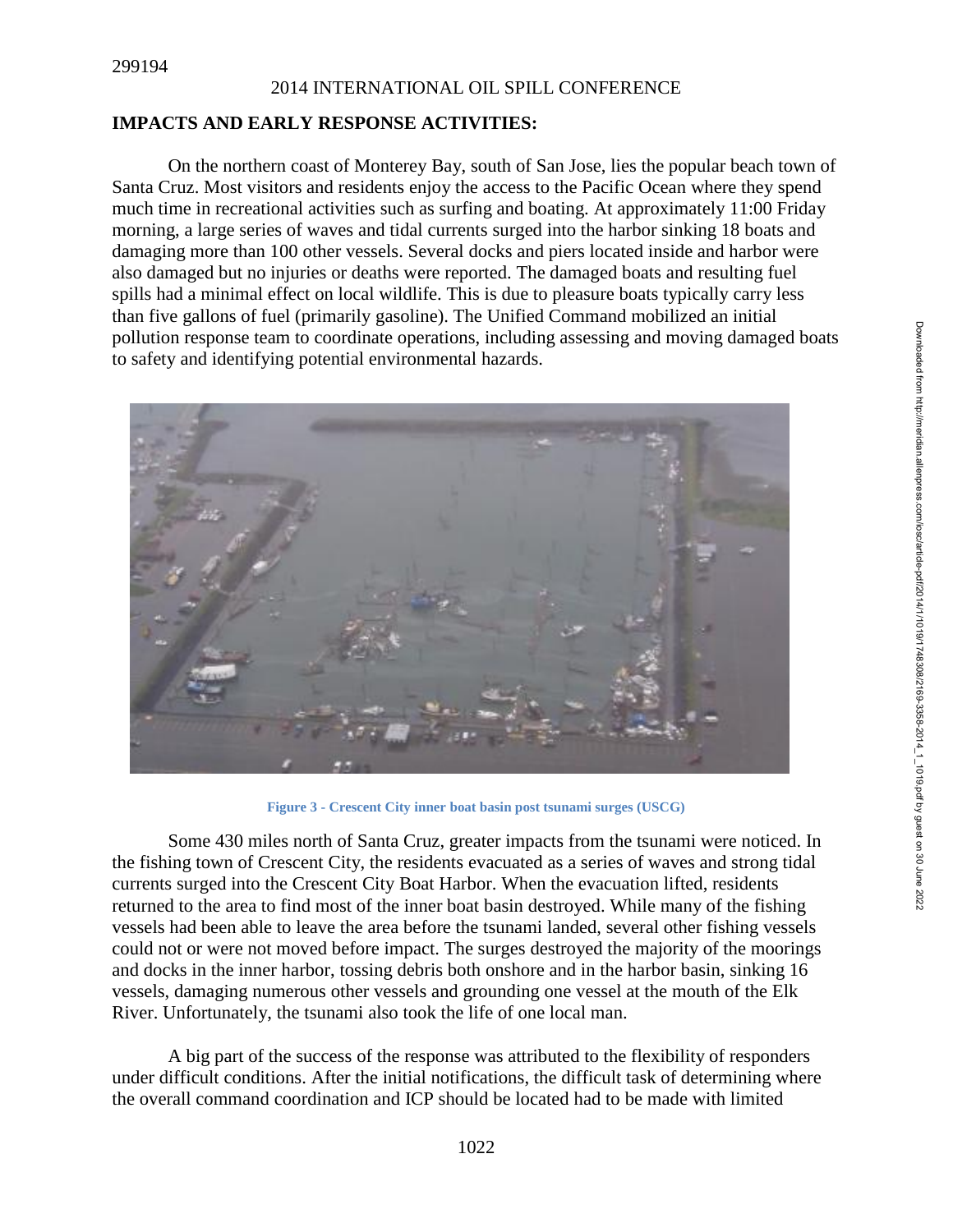## IMPACTS AND EARLY RESPONSE ACTIVITIES:

On the northern coast of Monterey Bay, south of San Jose, lies the popular beach town of Santa Cruz. Most visitors and residents enjoy the access to the Pacific Ocean where they spend much time in recreational activities such as surfing and boating. At approximately 11:00 Friday morning, a large series of waves and tidal currents surged into the harbor sinking 18 boats and damaging more than 100 other vessels. Several docks and piers located inside and harbor were also damaged but no injuries or deaths were reported. The damaged boats and resulting fuel spills had a minimal effect on local wildlife. This is due to pleasure boats typically carry less than five gallons of fuel (primarily gasoline). The Unified Command mobilized an initial pollution response team to coordinate operations, including assessing and moving damaged boats to safety and identifying potential environmental hazards.

Figure 3 - Crescent City inner boat basin post tsunami surges (USCG)

Some 430 miles north of Santa Cruz, greater impacts from the tsunami were noticed. In the fishing town of Crescent City, the residents evacuated as a series of waves and strong tidal currents surged into the Crescent City Boat Harbor. When the evacuation lifted, residents returned to the area to find most of the inner boat basin destroyed. While many of the fishing vessels had been able to leave the area before the tsunami landed, several other fishing vessels could not or were not moved before impact. The surges destroyed the majority of the moorings and docks in the inner harbor, tossing debris both onshore and in the harbor basin, sinking 16 vessels, damaging numerous other vessels and grounding one vessel at the mouth of the Elk River. Unfortunately, the tsunami also took the life of one local man.

A big part of the success of the response was attributed to the flexibility of responders under difficult conditions. After the initial notifications, the difficult task of determining where the overall command coordination and ICP should be located had to be made with limited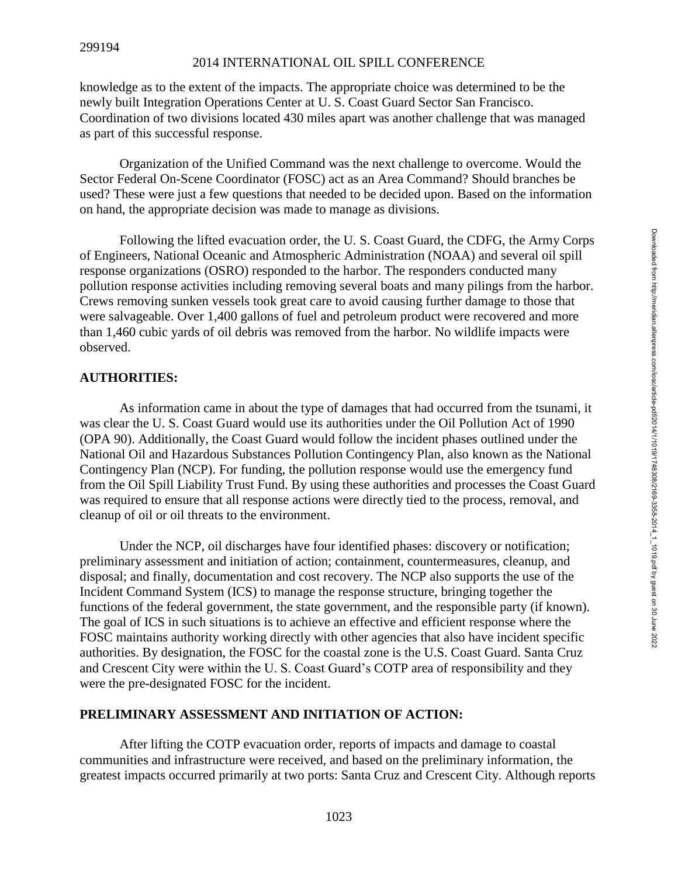knowledge as to the extent of the impacts. The appropriate choice was determined to be the newly built Integration Operations Center at U. S. Coast Guard Sector San Francisco. Coordination of two divisions located 430 miles apart was another challenge that was managed as part of this successful response.

Organization of the Unified Command was the next challenge to overcome. Would the Sector Federal On-Scene Coordinator (FOSC) act as an Area Command? Should branches be used? These were just a few questions that needed to be decided upon. Based on the information on hand, the appropriate decision was made to manage as divisions.

Following the lifted evacuation order, the U. S. Coast Guard, the CDFG, the Army Corps of Engineers, National Oceanic and Atmospheric Administration (NOAA) and several oil spill response organizations (OSRO) responded to the harbor. The responders conducted many pollution response activities including removing several boats and many pilings from the harbor. Crews removing sunken vessels took great care to avoid causing further damage to those that were salvageable. Over 1,400 gallons of fuel and petroleum product were recovered and more than 1,460 cubic yards of oil debris was removed from the harbor. No wildlife impacts were observed.

## AUTHORITIES:

As information came in about the type of damages that had occurred from the tsunami, it was clear the U. S. Coast Guard would use its authorities under the Oil Pollution Act of 1990 (OPA 90). Additionally, the Coast Guard would follow the incident phases outlined under the National Oil and Hazardous Substances Pollution Contingency Plan, also known as the National Contingency Plan (NCP). For funding, the pollution response would use the emergency fund from the Oil Spill Liability Trust Fund. By using these authorities and processes the Coast Guard was required to ensure that all response actions were directly tied to the process, removal, and cleanup of oil or oil threats to the environment.

Under the NCP, oil discharges have four identified phases: discovery or notification; preliminary assessment and initiation of action; containment, countermeasures, cleanup, and disposal; and finally, documentation and cost recovery. The NCP also supports the use of the Incident Command System (ICS) to manage the response structure, bringing together the functions of the federal government, the state government, and the responsible party (if known). The goal of ICS in such situations is to achieve an effective and efficient response where the FOSC maintains authority working directly with other agencies that also have incident specific authorities. By designation, the FOSC for the coastal zone is the U.S. Coast Guard. Santa Cruz and Crescent City were within the U. S. Coast Guard's COTP area of responsibility and they were the pre-designated FOSC for the incident.

## PRELIMINARY ASSESSMENT AND INITIATION OF ACTION:

After lifting the COTP evacuation order, reports of impacts and damage to coastal communities and infrastructure were received, and based on the preliminary information, the greatest impacts occurred primarily at two ports: Santa Cruz and Crescent City. Although reports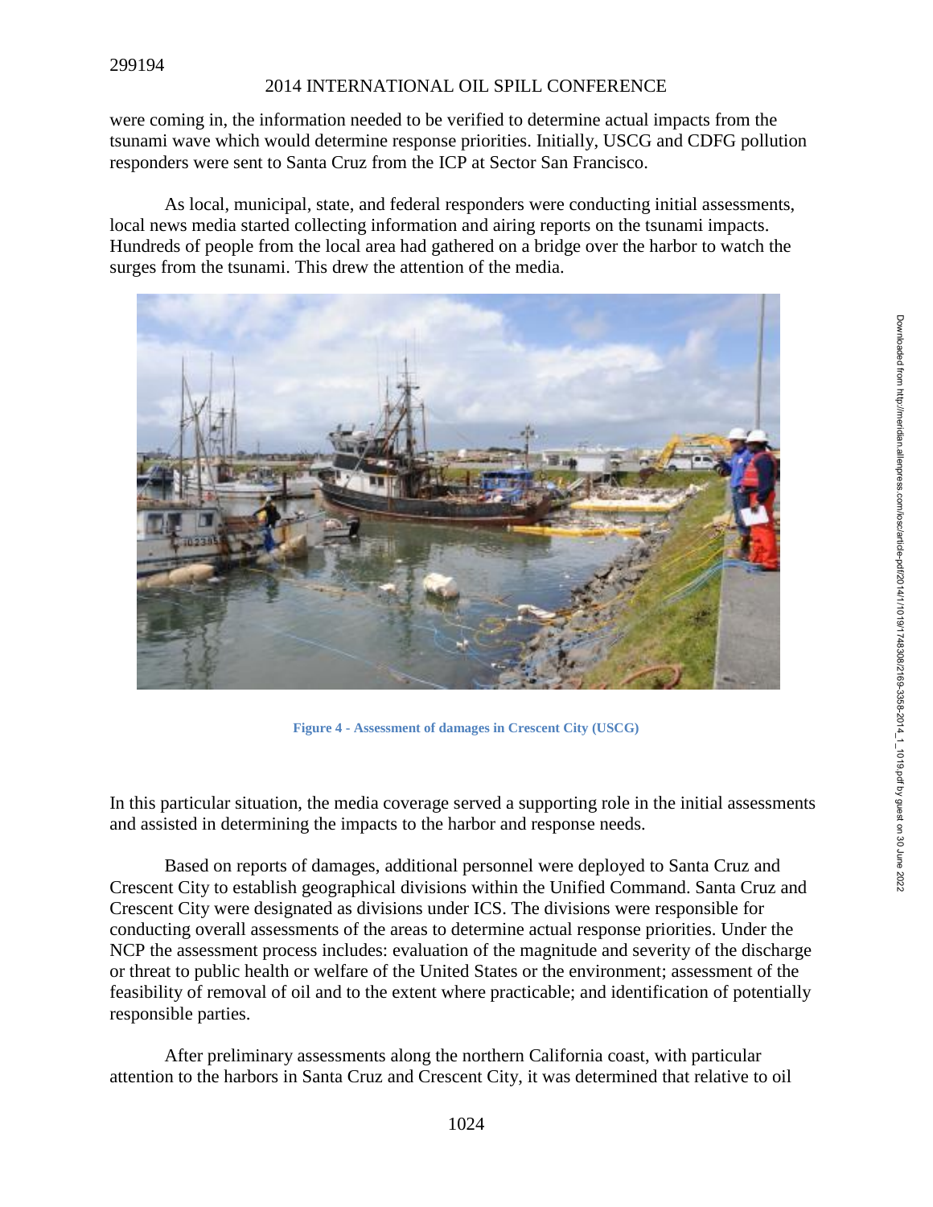were coming in, the information needed to be verified to determine actual impacts from the tsunami wave which would determine response priorities. Initially, USCG and CDFG pollution responders were sent to Santa Cruz from the ICP at Sector San Francisco.

As local, municipal, state, and federal responders were conducting initial assessments, local news media started collecting information and airing reports on the tsunami impacts. Hundreds of people from the local area had gathered on a bridge over the harbor to watch the surges from the tsunami. This drew the attention of the media.

**Figure 4 - Assessment of damages in Crescent City (USCG)**

In this particular situation, the media coverage served a supporting role in the initial assessments and assisted in determining the impacts to the harbor and response needs.

Based on reports of damages, additional personnel were deployed to Santa Cruz and Crescent City to establish geographical divisions within the Unified Command. Santa Cruz and Crescent City were designated as divisions under ICS. The divisions were responsible for conducting overall assessments of the areas to determine actual response priorities. Under the NCP the assessment process includes: evaluation of the magnitude and severity of the discharge or threat to public health or welfare of the United States or the environment; assessment of the feasibility of removal of oil and to the extent where practicable; and identification of potentially responsible parties.

After preliminary assessments along the northern California coast, with particular attention to the harbors in Santa Cruz and Crescent City, it was determined that relative to oil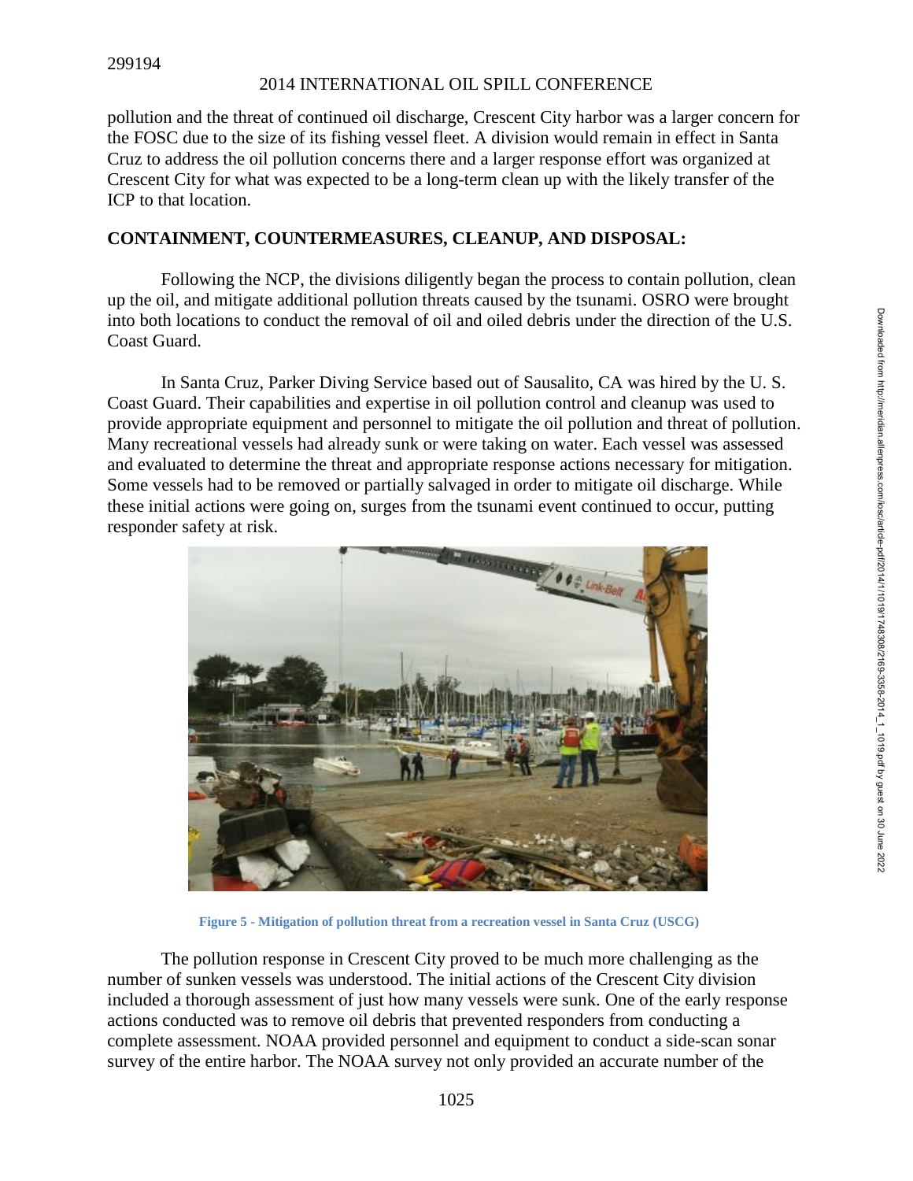pollution and the threat of continued oil discharge, Crescent City harbor was a larger concern for the FOSC due to the size of its fishing vessel fleet. A division would remain in effect in Santa Cruz to address the oil pollution concerns there and a larger response effort was organized at Crescent City for what was expected to be a long-term clean up with the likely transfer of the ICP to that location.

## CONTAINMENT, COUNTERMEASURES, CLEANUP, AND DISPOSAL:

Following the NCP, the divisions diligently began the process to contain pollution, clean up the oil, and mitigate additional pollution threats caused by the tsunami. OSRO were brought into both locations to conduct the removal of oil and oiled debris under the direction of the U.S. Coast Guard.

In Santa Cruz, Parker Diving Service based out of Sausalito, CA was hired by the U. S. Coast Guard. Their capabilities and expertise in oil pollution control and cleanup was used to provide appropriate equipment and personnel to mitigate the oil pollution and threat of pollution. Many recreational vessels had already sunk or were taking on water. Each vessel was assessed and evaluated to determine the threat and appropriate response actions necessary for mitigation. Some vessels had to be removed or partially salvaged in order to mitigate oil discharge. While these initial actions were going on, surges from the tsunami event continued to occur, putting responder safety at risk.

Figure 5 - Mitigation of pollution threat from a recreation vessel in Santa Cruz (USCG)

The pollution response in Crescent City proved to be much more challenging as the number of sunken vessels was understood. The initial actions of the Crescent City division included a thorough assessment of just how many vessels were sunk. One of the early response actions conducted was to remove oil debris that prevented responders from conducting a complete assessment. NOAA provided personnel and equipment to conduct a side-scan sonar survey of the entire harbor. The NOAA survey not only provided an accurate number of the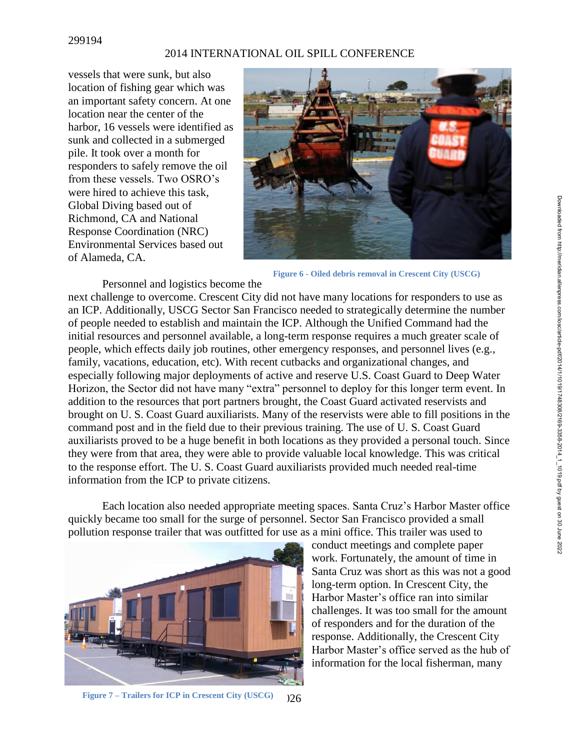vessels that were sunk, but also location of fishing gear which was an important safety concern. At one location near the center of the harbor, 16 vessels were identified as sunk and collected in a submerged pile. It took over a month for responders to safely remove the oil from these vessels. Two OSRO's were hired to achieve this task, Global Diving based out of Richmond, CA and National Response Coordination (NRC) Environmental Services based out of Alameda, CA.

Figure 6 - Oiled debris removal in Crescent City (USCG)

Personnel and logistics become the next challenge to overcome. Crescent City did not have many locations for responders to use as an ICP. Additionally, USCG Sector San Francisco needed to strategically determine the number of people needed to establish and maintain the ICP. Although the Unified Command had the initial resources and personnel available, a long-term response requires a much greater scale of people, which effects daily job routines, other emergency responses, and personnel lives (e.g., family, vacations, education, etc). With recent cutbacks and organizational changes, and especially following major deployments of active and reserve U.S. Coast Guard to Deep Water Horizon, the Sector did not have many "extra" personnel to deploy for this longer term event. In addition to the resources that port partners brought, the Coast Guard activated reservists and brought on U. S. Coast Guard auxiliarists. Many of the reservists were able to fill positions in the command post and in the field due to their previous training. The use of U. S. Coast Guard auxiliarists proved to be a huge benefit in both locations as they provided a personal touch. Since they were from that area, they were able to provide valuable local knowledge. This was critical to the response effort. The U. S. Coast Guard auxiliarists provided much needed real-time information from the ICP to private citizens.

Each location also needed appropriate meeting spaces. Santa Cruz's Harbor Master office quickly became too small for the surge of personnel. Sector San Francisco provided a small pollution response trailer that was outfitted for use as a mini office. This trailer was used to conduct meetings and complete paper work. Fortunately, the amount of time in Santa Cruz was short as this was not a good long-term option. In Crescent City, the Harbor Master's office ran into similar challenges. It was too small for the amount of responders and for the duration of the response. Additionally, the Crescent City Harbor Master's office served as the hub of information for the local fisherman, many

Figure 7 – Trailers for ICP in Crescent City (USCG)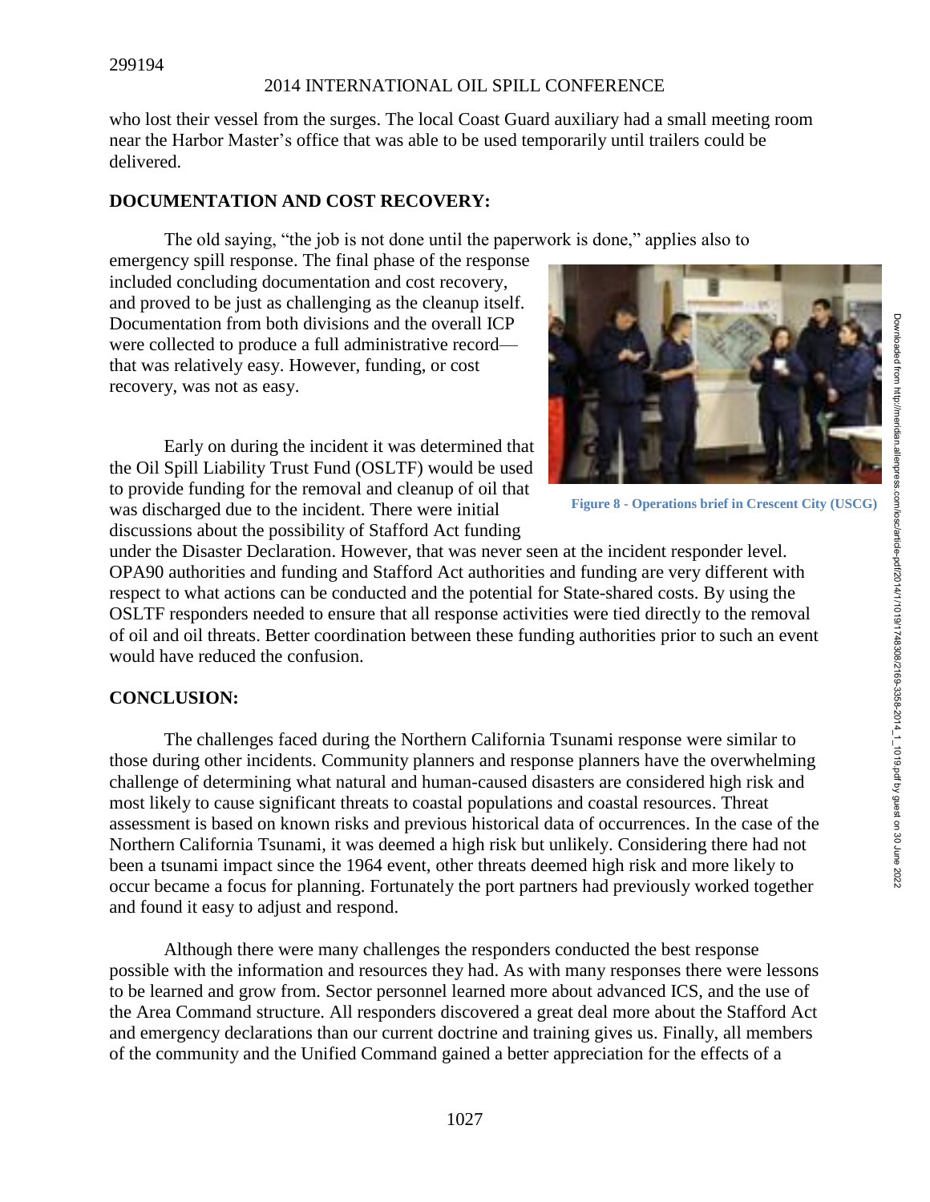who lost their vessel from the surges. The local Coast Guard auxiliary had a small meeting room near the Harbor Master's office that was able to be used temporarily until trailers could be delivered.

## DOCUMENTATION AND COST RECOVERY:

The old saying, "the job is not done until the paperwork is done," applies also to emergency spill response. The final phase of the response included concluding documentation and cost recovery, and proved to be just as challenging as the cleanup itself. Documentation from both divisions and the overall ICP were collected to produce a full administrative record—that was relatively easy. However, funding, or cost recovery, was not as easy.

Early on during the incident it was determined that the Oil Spill Liability Trust Fund (OSLTF) would be used to provide funding for the removal and cleanup of oil that was discharged due to the incident. There were initial discussions about the possibility of Stafford Act funding under the Disaster Declaration. However, that was never seen at the incident responder level. OPA90 authorities and funding and Stafford Act authorities and funding are very different with respect to what actions can be conducted and the potential for State-shared costs. By using the OSLTF responders needed to ensure that all response activities were tied directly to the removal of oil and oil threats. Better coordination between these funding authorities prior to such an event would have reduced the confusion.

Figure 8 - Operations brief in Crescent City (USCG)

## CONCLUSION:

The challenges faced during the Northern California Tsunami response were similar to those during other incidents. Community planners and response planners have the overwhelming challenge of determining what natural and human-caused disasters are considered high risk and most likely to cause significant threats to coastal populations and coastal resources. Threat assessment is based on known risks and previous historical data of occurrences. In the case of the Northern California Tsunami, it was deemed a high risk but unlikely. Considering there had not been a tsunami impact since the 1964 event, other threats deemed high risk and more likely to occur became a focus for planning. Fortunately the port partners had previously worked together and found it easy to adjust and respond.

Although there were many challenges the responders conducted the best response possible with the information and resources they had. As with many responses there were lessons to be learned and grow from. Sector personnel learned more about advanced ICS, and the use of the Area Command structure. All responders discovered a great deal more about the Stafford Act and emergency declarations than our current doctrine and training gives us. Finally, all members of the community and the Unified Command gained a better appreciation for the effects of a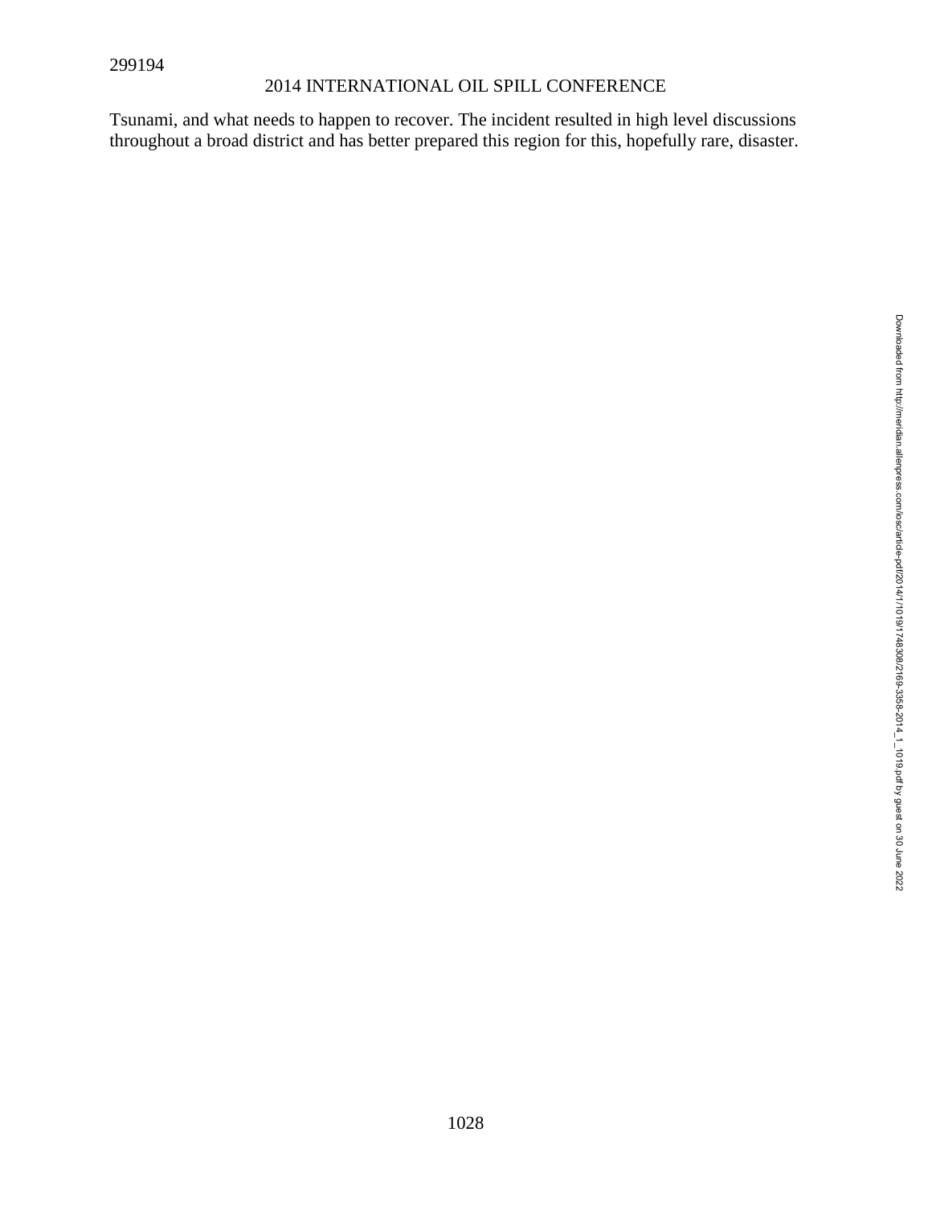Tsunami, and what needs to happen to recover. The incident resulted in high level discussions throughout a broad district and has better prepared this region for this, hopefully rare, disaster.